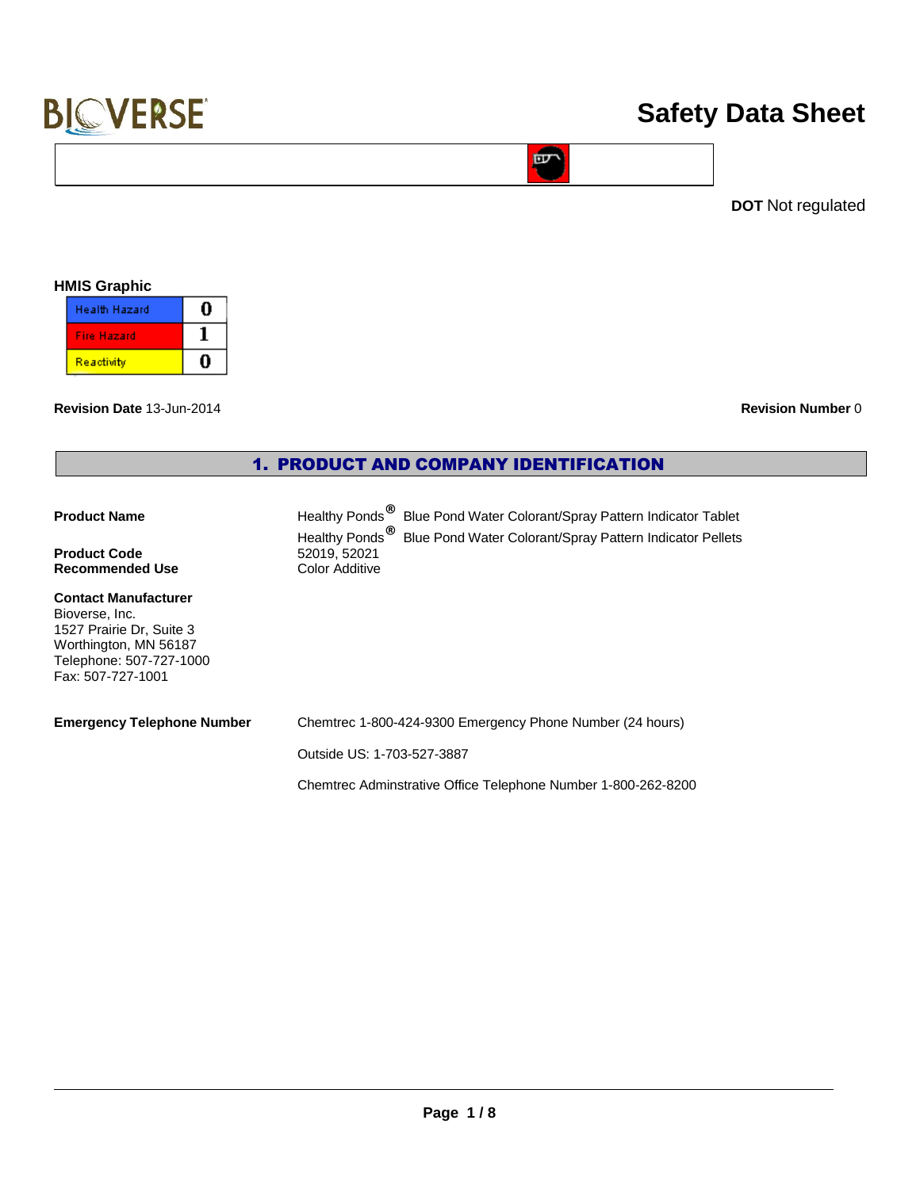# Safety Data Sheet

**DOT** Not regulated

**HMIS Graphic**

| Health Hazard | 0 |
| --- | --- |
| Fire Hazard | 1 |
| Reactivity | 0 |

**Revision Date** 13-Jun-2014

**Revision Number** 0

## 1. PRODUCT AND COMPANY IDENTIFICATION

**Product Name**
Healthy Ponds® Blue Pond Water Colorant/Spray Pattern Indicator Tablet
Healthy Ponds® Blue Pond Water Colorant/Spray Pattern Indicator Pellets

**Product Code** 52019, 52021

**Recommended Use** Color Additive

**Contact Manufacturer**
Bioverse, Inc.
1527 Prairie Dr, Suite 3
Worthington, MN 56187
Telephone: 507-727-1000
Fax: 507-727-1001

**Emergency Telephone Number**

Chemtrec 1-800-424-9300 Emergency Phone Number (24 hours)

Outside US: 1-703-527-3887

Chemtrec Adminstrative Office Telephone Number 1-800-262-8200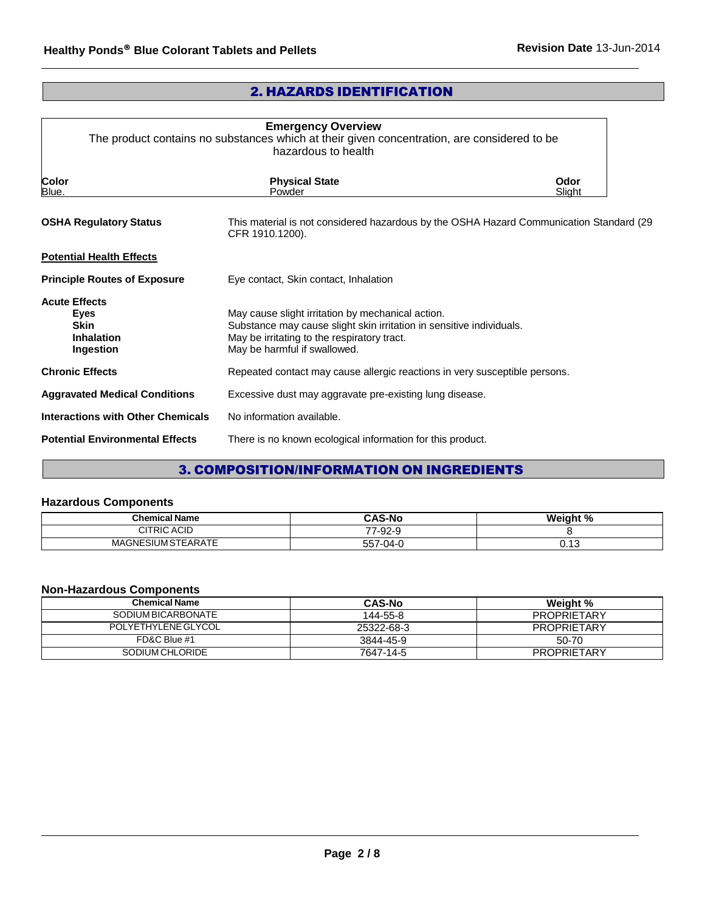## 2. HAZARDS IDENTIFICATION

**Emergency Overview**

The product contains no substances which at their given concentration, are considered to be hazardous to health

| Color | Physical State | Odor |
|---|---|---|
| Blue. | Powder | Slight |

**OSHA Regulatory Status** This material is not considered hazardous by the OSHA Hazard Communication Standard (29 CFR 1910.1200).

**Potential Health Effects**

**Principle Routes of Exposure** Eye contact, Skin contact, Inhalation

**Acute Effects**

- **Eyes** May cause slight irritation by mechanical action.
- **Skin** Substance may cause slight skin irritation in sensitive individuals.
- **Inhalation** May be irritating to the respiratory tract.
- **Ingestion** May be harmful if swallowed.

**Chronic Effects** Repeated contact may cause allergic reactions in very susceptible persons.

**Aggravated Medical Conditions** Excessive dust may aggravate pre-existing lung disease.

**Interactions with Other Chemicals** No information available.

**Potential Environmental Effects** There is no known ecological information for this product.

## 3. COMPOSITION/INFORMATION ON INGREDIENTS

### Hazardous Components

| Chemical Name | CAS-No | Weight % |
|---|---|---|
| CITRIC ACID | 77-92-9 | 8 |
| MAGNESIUM STEARATE | 557-04-0 | 0.13 |

### Non-Hazardous Components

| Chemical Name | CAS-No | Weight % |
|---|---|---|
| SODIUM BICARBONATE | 144-55-8 | PROPRIETARY |
| POLYETHYLENE GLYCOL | 25322-68-3 | PROPRIETARY |
| FD&C Blue #1 | 3844-45-9 | 50-70 |
| SODIUM CHLORIDE | 7647-14-5 | PROPRIETARY |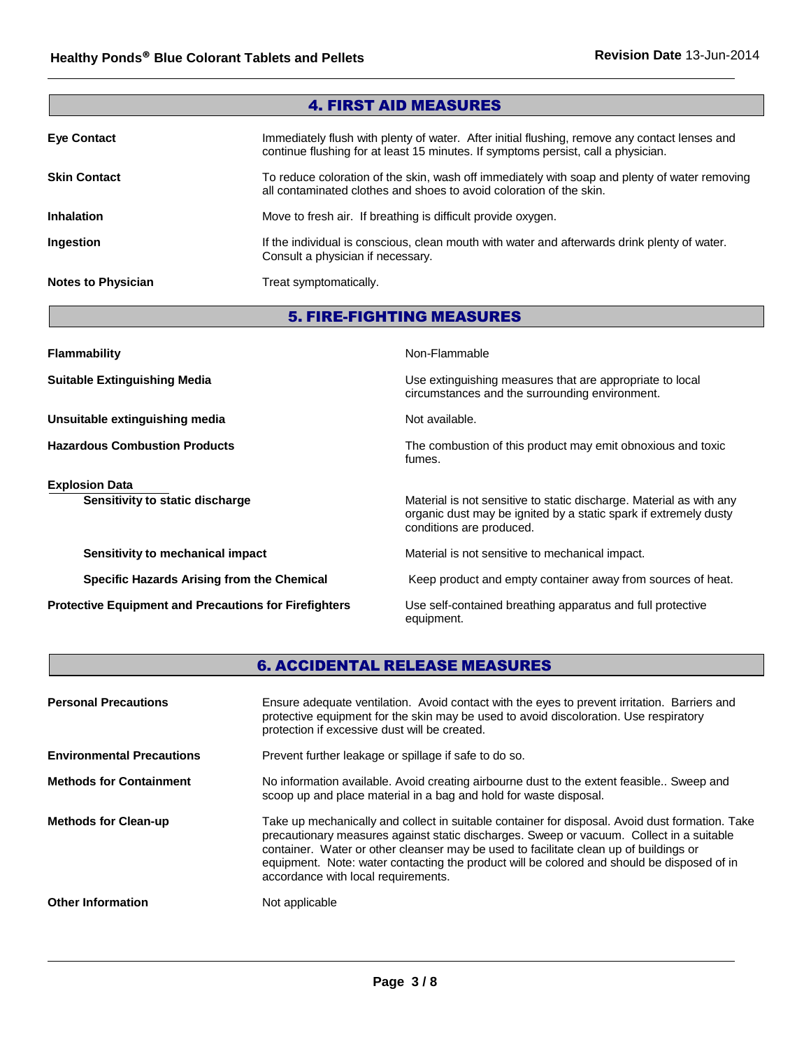## 4. FIRST AID MEASURES

| | |
|---|---|
| **Eye Contact** | Immediately flush with plenty of water. After initial flushing, remove any contact lenses and continue flushing for at least 15 minutes. If symptoms persist, call a physician. |
| **Skin Contact** | To reduce coloration of the skin, wash off immediately with soap and plenty of water removing all contaminated clothes and shoes to avoid coloration of the skin. |
| **Inhalation** | Move to fresh air. If breathing is difficult provide oxygen. |
| **Ingestion** | If the individual is conscious, clean mouth with water and afterwards drink plenty of water. Consult a physician if necessary. |
| **Notes to Physician** | Treat symptomatically. |

## 5. FIRE-FIGHTING MEASURES

| | |
|---|---|
| **Flammability** | Non-Flammable |
| **Suitable Extinguishing Media** | Use extinguishing measures that are appropriate to local circumstances and the surrounding environment. |
| **Unsuitable extinguishing media** | Not available. |
| **Hazardous Combustion Products** | The combustion of this product may emit obnoxious and toxic fumes. |
| **Explosion Data** | |
| **Sensitivity to static discharge** | Material is not sensitive to static discharge. Material as with any organic dust may be ignited by a static spark if extremely dusty conditions are produced. |
| **Sensitivity to mechanical impact** | Material is not sensitive to mechanical impact. |
| **Specific Hazards Arising from the Chemical** | Keep product and empty container away from sources of heat. |
| **Protective Equipment and Precautions for Firefighters** | Use self-contained breathing apparatus and full protective equipment. |

## 6. ACCIDENTAL RELEASE MEASURES

| | |
|---|---|
| **Personal Precautions** | Ensure adequate ventilation. Avoid contact with the eyes to prevent irritation. Barriers and protective equipment for the skin may be used to avoid discoloration. Use respiratory protection if excessive dust will be created. |
| **Environmental Precautions** | Prevent further leakage or spillage if safe to do so. |
| **Methods for Containment** | No information available. Avoid creating airbourne dust to the extent feasible.. Sweep and scoop up and place material in a bag and hold for waste disposal. |
| **Methods for Clean-up** | Take up mechanically and collect in suitable container for disposal. Avoid dust formation. Take precautionary measures against static discharges. Sweep or vacuum. Collect in a suitable container. Water or other cleanser may be used to facilitate clean up of buildings or equipment. Note: water contacting the product will be colored and should be disposed of in accordance with local requirements. |
| **Other Information** | Not applicable |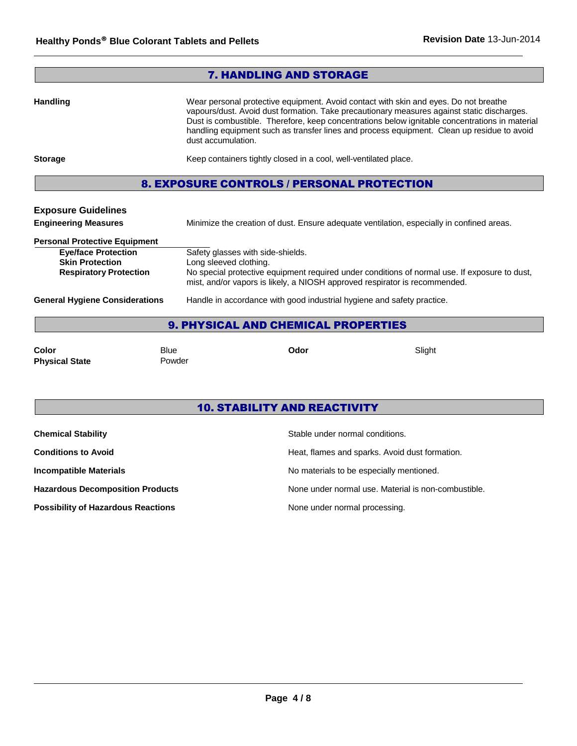## 7. HANDLING AND STORAGE

| | |
|---|---|
| **Handling** | Wear personal protective equipment. Avoid contact with skin and eyes. Do not breathe vapours/dust. Avoid dust formation. Take precautionary measures against static discharges. Dust is combustible. Therefore, keep concentrations below ignitable concentrations in material handling equipment such as transfer lines and process equipment. Clean up residue to avoid dust accumulation. |
| **Storage** | Keep containers tightly closed in a cool, well-ventilated place. |

## 8. EXPOSURE CONTROLS / PERSONAL PROTECTION

### Exposure Guidelines

| | |
|---|---|
| **Engineering Measures** | Minimize the creation of dust. Ensure adequate ventilation, especially in confined areas. |

**Personal Protective Equipment**

| | |
|---|---|
| **Eye/face Protection** | Safety glasses with side-shields. |
| **Skin Protection** | Long sleeved clothing. |
| **Respiratory Protection** | No special protective equipment required under conditions of normal use. If exposure to dust, mist, and/or vapors is likely, a NIOSH approved respirator is recommended. |

| | |
|---|---|
| **General Hygiene Considerations** | Handle in accordance with good industrial hygiene and safety practice. |

## 9. PHYSICAL AND CHEMICAL PROPERTIES

| | | | |
|---|---|---|---|
| **Color** | Blue | **Odor** | Slight |
| **Physical State** | Powder | | |

## 10. STABILITY AND REACTIVITY

| | |
|---|---|
| **Chemical Stability** | Stable under normal conditions. |
| **Conditions to Avoid** | Heat, flames and sparks. Avoid dust formation. |
| **Incompatible Materials** | No materials to be especially mentioned. |
| **Hazardous Decomposition Products** | None under normal use. Material is non-combustible. |
| **Possibility of Hazardous Reactions** | None under normal processing. |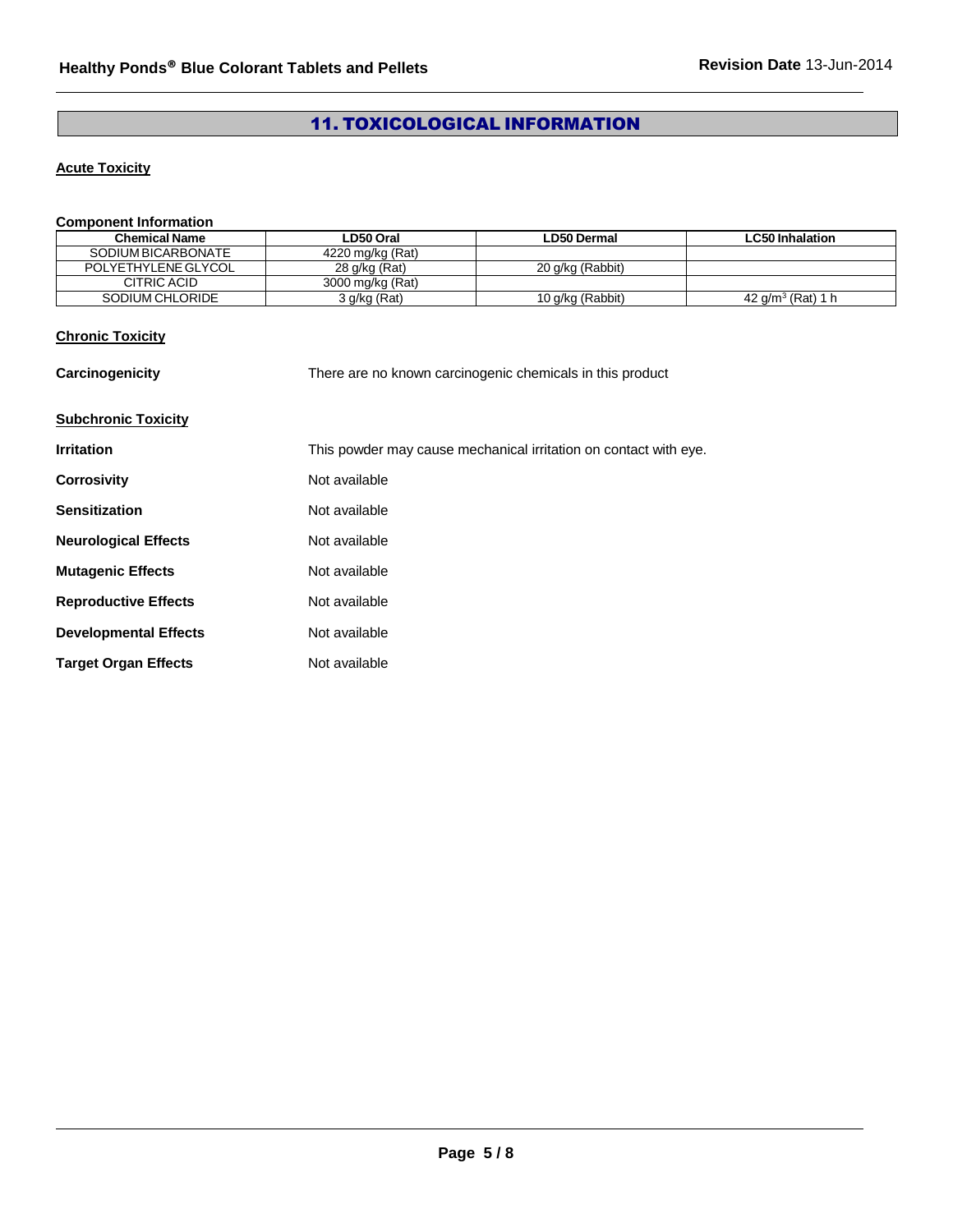## 11. TOXICOLOGICAL INFORMATION

### Acute Toxicity

**Component Information**

| Chemical Name | LD50 Oral | LD50 Dermal | LC50 Inhalation |
|---|---|---|---|
| SODIUM BICARBONATE | 4220 mg/kg (Rat) | | |
| POLYETHYLENE GLYCOL | 28 g/kg (Rat) | 20 g/kg (Rabbit) | |
| CITRIC ACID | 3000 mg/kg (Rat) | | |
| SODIUM CHLORIDE | 3 g/kg (Rat) | 10 g/kg (Rabbit) | 42 $g/m^3$ (Rat) 1 h |

### Chronic Toxicity

**Carcinogenicity** There are no known carcinogenic chemicals in this product

### Subchronic Toxicity

**Irritation** This powder may cause mechanical irritation on contact with eye.

**Corrosivity** Not available

**Sensitization** Not available

**Neurological Effects** Not available

**Mutagenic Effects** Not available

**Reproductive Effects** Not available

**Developmental Effects** Not available

**Target Organ Effects** Not available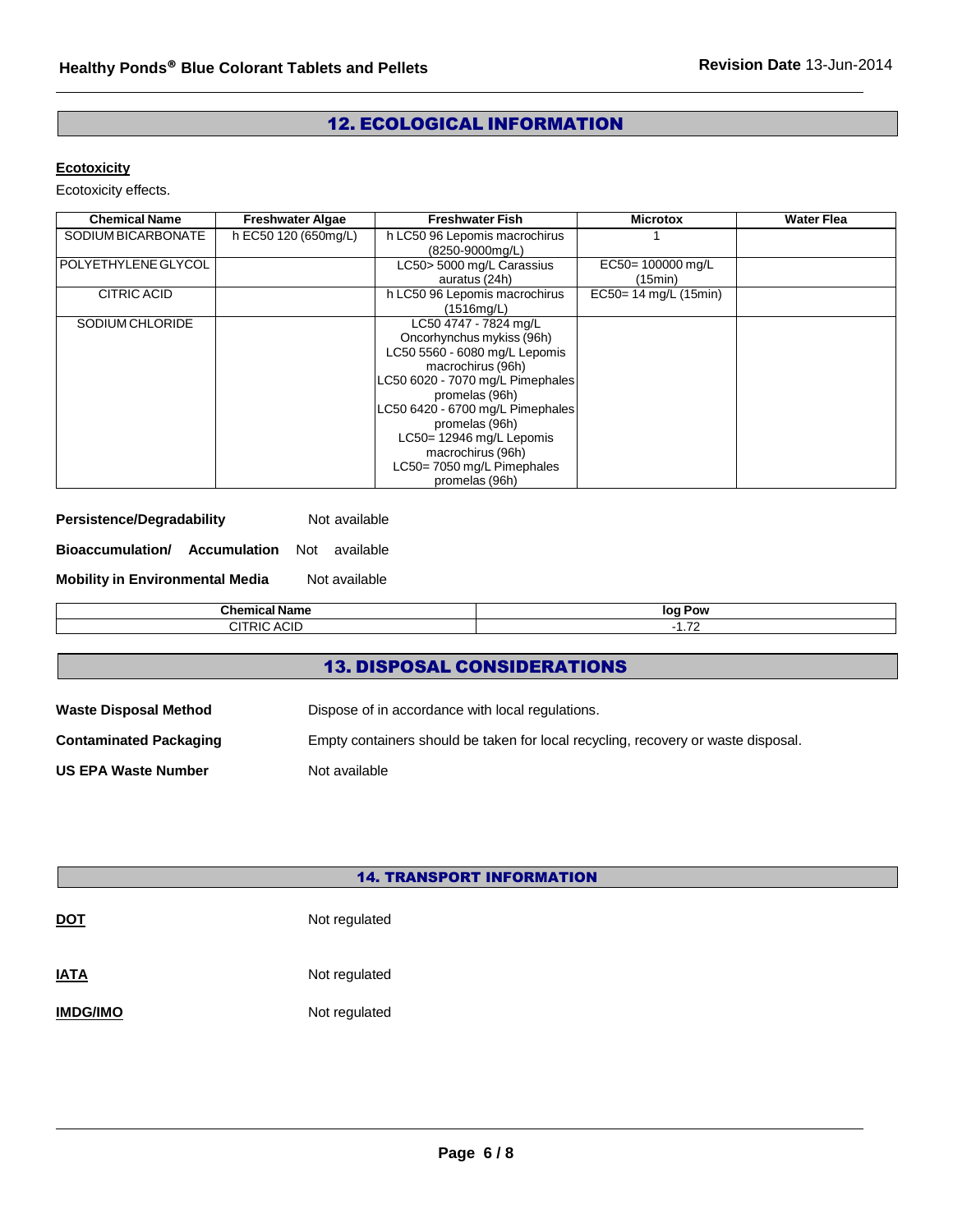## 12. ECOLOGICAL INFORMATION

### Ecotoxicity

Ecotoxicity effects.

| Chemical Name | Freshwater Algae | Freshwater Fish | Microtox | Water Flea |
|---|---|---|---|---|
| SODIUM BICARBONATE | h EC50 120 (650mg/L) | h LC50 96 Lepomis macrochirus (8250-9000mg/L) | 1 | |
| POLYETHYLENE GLYCOL | | LC50> 5000 mg/L Carassius auratus (24h) | EC50= 100000 mg/L (15min) | |
| CITRIC ACID | | h LC50 96 Lepomis macrochirus (1516mg/L) | EC50= 14 mg/L (15min) | |
| SODIUM CHLORIDE | | LC50 4747 - 7824 mg/L Oncorhynchus mykiss (96h) LC50 5560 - 6080 mg/L Lepomis macrochirus (96h) LC50 6020 - 7070 mg/L Pimephales promelas (96h) LC50 6420 - 6700 mg/L Pimephales promelas (96h) LC50= 12946 mg/L Lepomis macrochirus (96h) LC50= 7050 mg/L Pimephales promelas (96h) | | |

**Persistence/Degradability** Not available

**Bioaccumulation/ Accumulation** Not available

**Mobility in Environmental Media** Not available

| Chemical Name | log Pow |
|---|---|
| CITRIC ACID | -1.72 |

## 13. DISPOSAL CONSIDERATIONS

**Waste Disposal Method** Dispose of in accordance with local regulations.

**Contaminated Packaging** Empty containers should be taken for local recycling, recovery or waste disposal.

**US EPA Waste Number** Not available

## 14. TRANSPORT INFORMATION

**DOT** Not regulated

**IATA** Not regulated

**IMDG/IMO** Not regulated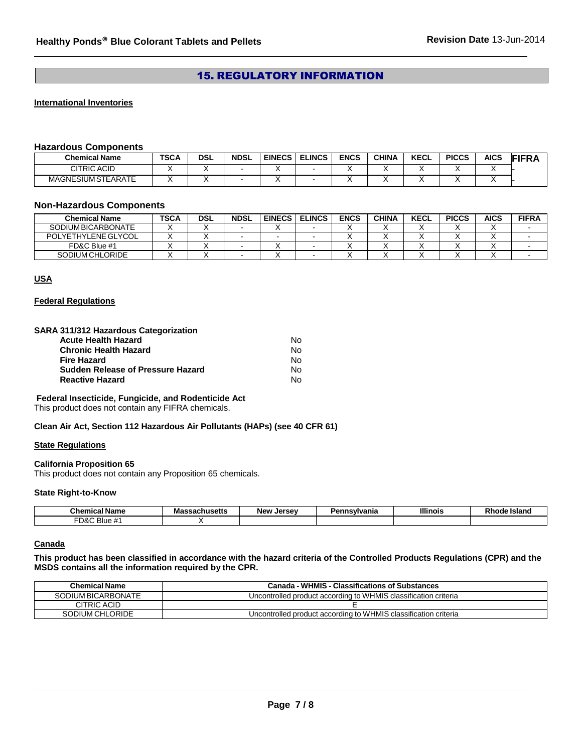## 15. REGULATORY INFORMATION

**International Inventories**

### Hazardous Components

| Chemical Name | TSCA | DSL | NDSL | EINECS | ELINCS | ENCS | CHINA | KECL | PICCS | AICS | FIFRA |
|---|---|---|---|---|---|---|---|---|---|---|---|
| CITRIC ACID | X | X | - | X | - | X | X | X | X | X | - |
| MAGNESIUM STEARATE | X | X | - | X | - | X | X | X | X | X | - |

### Non-Hazardous Components

| Chemical Name | TSCA | DSL | NDSL | EINECS | ELINCS | ENCS | CHINA | KECL | PICCS | AICS | FIFRA |
|---|---|---|---|---|---|---|---|---|---|---|---|
| SODIUM BICARBONATE | X | X | - | X | - | X | X | X | X | X | - |
| POLYETHYLENE GLYCOL | X | X | - | - | - | X | X | X | X | X | - |
| FD&C Blue #1 | X | X | - | X | - | X | X | X | X | X | - |
| SODIUM CHLORIDE | X | X | - | X | - | X | X | X | X | X | - |

**USA**

**Federal Regulations**

**SARA 311/312 Hazardous Categorization**

| | |
|---|---|
| **Acute Health Hazard** | No |
| **Chronic Health Hazard** | No |
| **Fire Hazard** | No |
| **Sudden Release of Pressure Hazard** | No |
| **Reactive Hazard** | No |

**Federal Insecticide, Fungicide, and Rodenticide Act**

This product does not contain any FIFRA chemicals.

**Clean Air Act, Section 112 Hazardous Air Pollutants (HAPs) (see 40 CFR 61)**

**State Regulations**

**California Proposition 65**

This product does not contain any Proposition 65 chemicals.

**State Right-to-Know**

| Chemical Name | Massachusetts | New Jersey | Pennsylvania | Illinois | Rhode Island |
|---|---|---|---|---|---|
| FD&C Blue #1 | X | | | | |

**Canada**

**This product has been classified in accordance with the hazard criteria of the Controlled Products Regulations (CPR) and the MSDS contains all the information required by the CPR.**

| Chemical Name | Canada - WHMIS - Classifications of Substances |
|---|---|
| SODIUM BICARBONATE | Uncontrolled product according to WHMIS classification criteria |
| CITRIC ACID | E |
| SODIUM CHLORIDE | Uncontrolled product according to WHMIS classification criteria |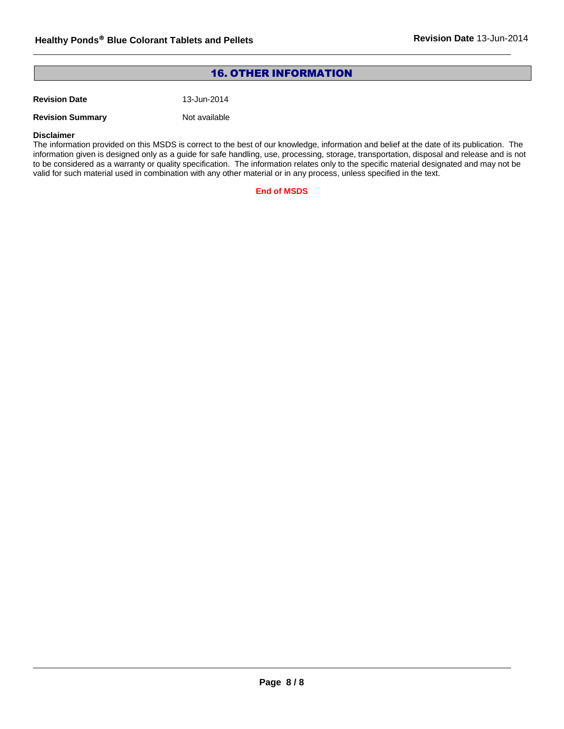## 16. OTHER INFORMATION

**Revision Date** 13-Jun-2014

**Revision Summary** Not available

**Disclaimer**

The information provided on this MSDS is correct to the best of our knowledge, information and belief at the date of its publication. The information given is designed only as a guide for safe handling, use, processing, storage, transportation, disposal and release and is not to be considered as a warranty or quality specification. The information relates only to the specific material designated and may not be valid for such material used in combination with any other material or in any process, unless specified in the text.

**End of MSDS**